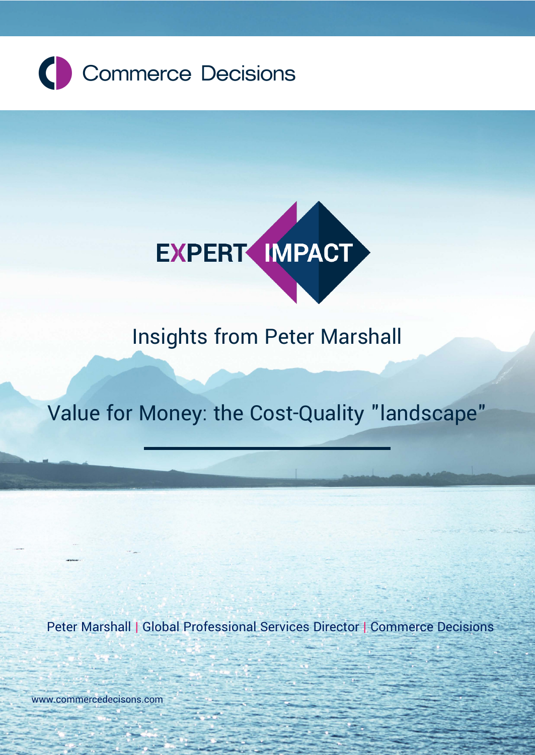Commerce Decisions

EXPERT IMPACT

Insights from Peter Marshall

# Value for Money: the Cost-Quality "landscape"

Peter Marshall | Global Professional Services Director | Commerce Decisions

www.commercedecisons.com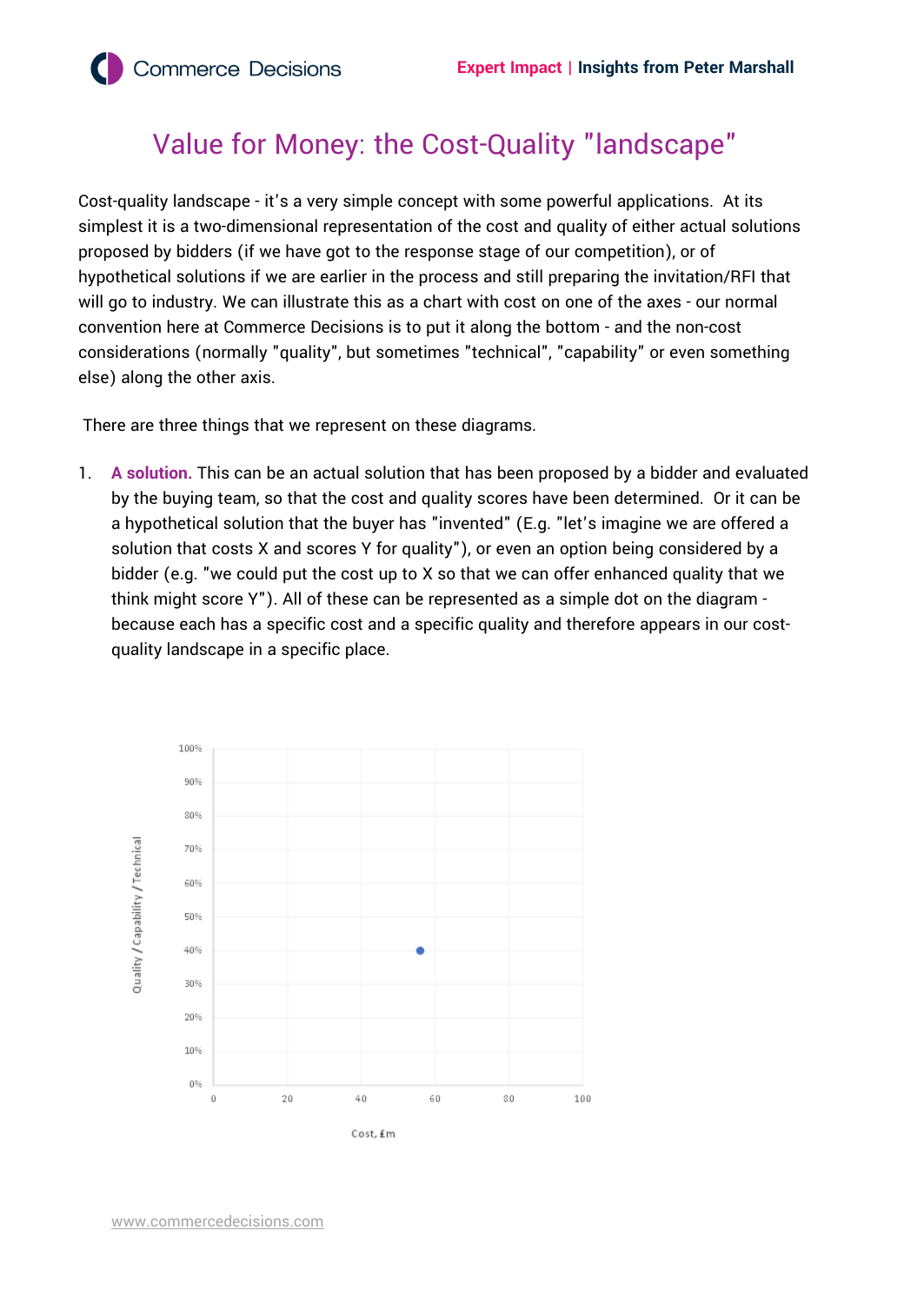# Value for Money: the Cost-Quality "landscape"

Cost-quality landscape - it's a very simple concept with some powerful applications. At its simplest it is a two-dimensional representation of the cost and quality of either actual solutions proposed by bidders (if we have got to the response stage of our competition), or of hypothetical solutions if we are earlier in the process and still preparing the invitation/RFI that will go to industry. We can illustrate this as a chart with cost on one of the axes - our normal convention here at Commerce Decisions is to put it along the bottom - and the non-cost considerations (normally "quality", but sometimes "technical", "capability" or even something else) along the other axis.

There are three things that we represent on these diagrams.

1. **A solution.** This can be an actual solution that has been proposed by a bidder and evaluated by the buying team, so that the cost and quality scores have been determined. Or it can be a hypothetical solution that the buyer has "invented" (E.g. "let's imagine we are offered a solution that costs X and scores Y for quality"), or even an option being considered by a bidder (e.g. "we could put the cost up to X so that we can offer enhanced quality that we think might score Y"). All of these can be represented as a simple dot on the diagram - because each has a specific cost and a specific quality and therefore appears in our cost-quality landscape in a specific place.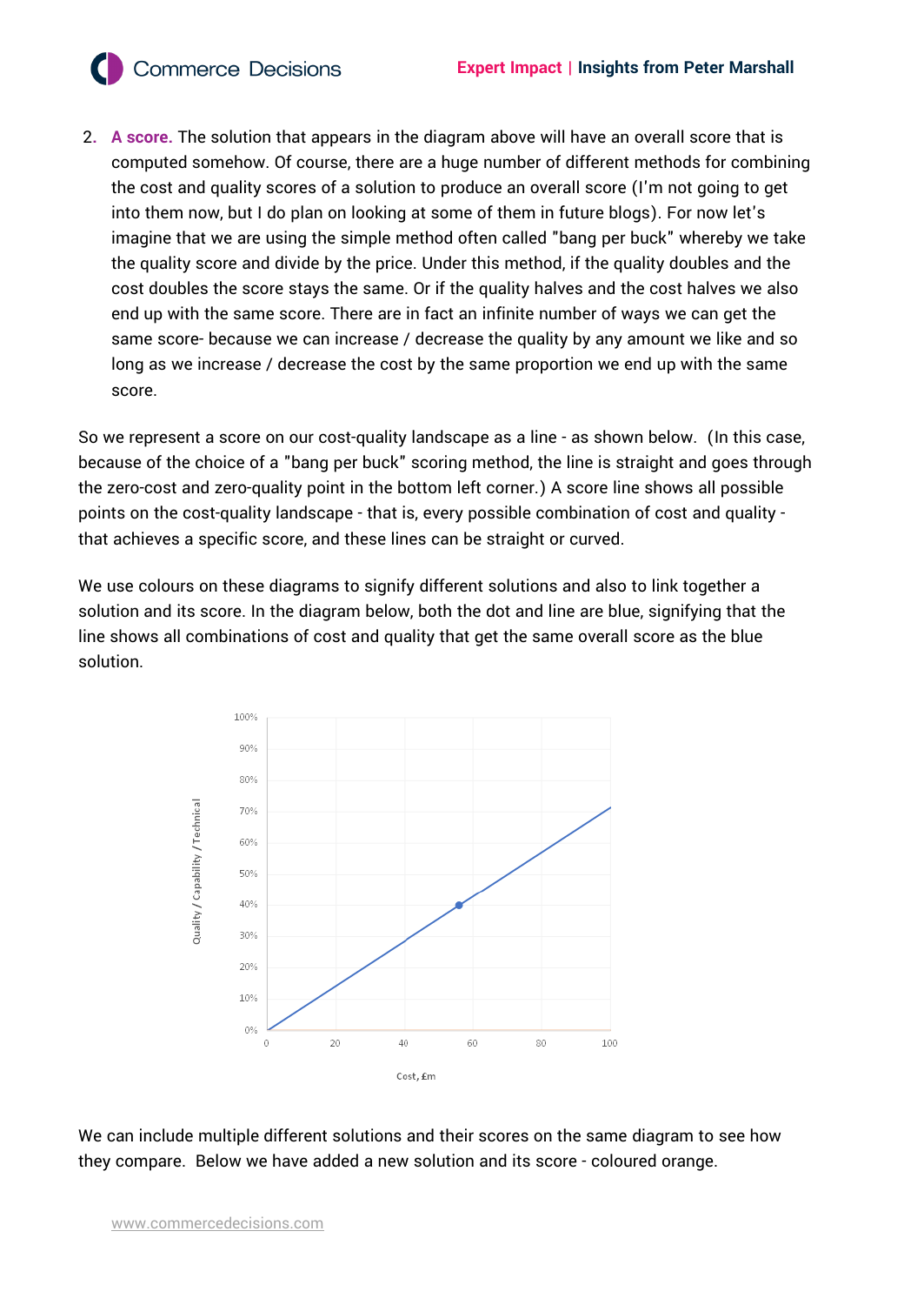2. **A score.** The solution that appears in the diagram above will have an overall score that is computed somehow. Of course, there are a huge number of different methods for combining the cost and quality scores of a solution to produce an overall score (I'm not going to get into them now, but I do plan on looking at some of them in future blogs). For now let's imagine that we are using the simple method often called "bang per buck" whereby we take the quality score and divide by the price. Under this method, if the quality doubles and the cost doubles the score stays the same. Or if the quality halves and the cost halves we also end up with the same score. There are in fact an infinite number of ways we can get the same score- because we can increase / decrease the quality by any amount we like and so long as we increase / decrease the cost by the same proportion we end up with the same score.

So we represent a score on our cost-quality landscape as a line - as shown below. (In this case, because of the choice of a "bang per buck" scoring method, the line is straight and goes through the zero-cost and zero-quality point in the bottom left corner.) A score line shows all possible points on the cost-quality landscape - that is, every possible combination of cost and quality - that achieves a specific score, and these lines can be straight or curved.

We use colours on these diagrams to signify different solutions and also to link together a solution and its score. In the diagram below, both the dot and line are blue, signifying that the line shows all combinations of cost and quality that get the same overall score as the blue solution.

We can include multiple different solutions and their scores on the same diagram to see how they compare. Below we have added a new solution and its score - coloured orange.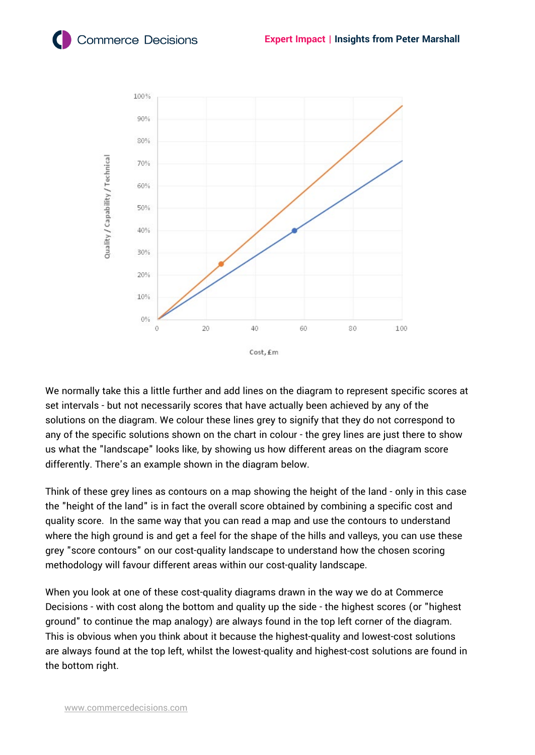We normally take this a little further and add lines on the diagram to represent specific scores at set intervals - but not necessarily scores that have actually been achieved by any of the solutions on the diagram. We colour these lines grey to signify that they do not correspond to any of the specific solutions shown on the chart in colour - the grey lines are just there to show us what the "landscape" looks like, by showing us how different areas on the diagram score differently. There's an example shown in the diagram below.

Think of these grey lines as contours on a map showing the height of the land - only in this case the "height of the land" is in fact the overall score obtained by combining a specific cost and quality score. In the same way that you can read a map and use the contours to understand where the high ground is and get a feel for the shape of the hills and valleys, you can use these grey "score contours" on our cost-quality landscape to understand how the chosen scoring methodology will favour different areas within our cost-quality landscape.

When you look at one of these cost-quality diagrams drawn in the way we do at Commerce Decisions - with cost along the bottom and quality up the side - the highest scores (or "highest ground" to continue the map analogy) are always found in the top left corner of the diagram. This is obvious when you think about it because the highest-quality and lowest-cost solutions are always found at the top left, whilst the lowest-quality and highest-cost solutions are found in the bottom right.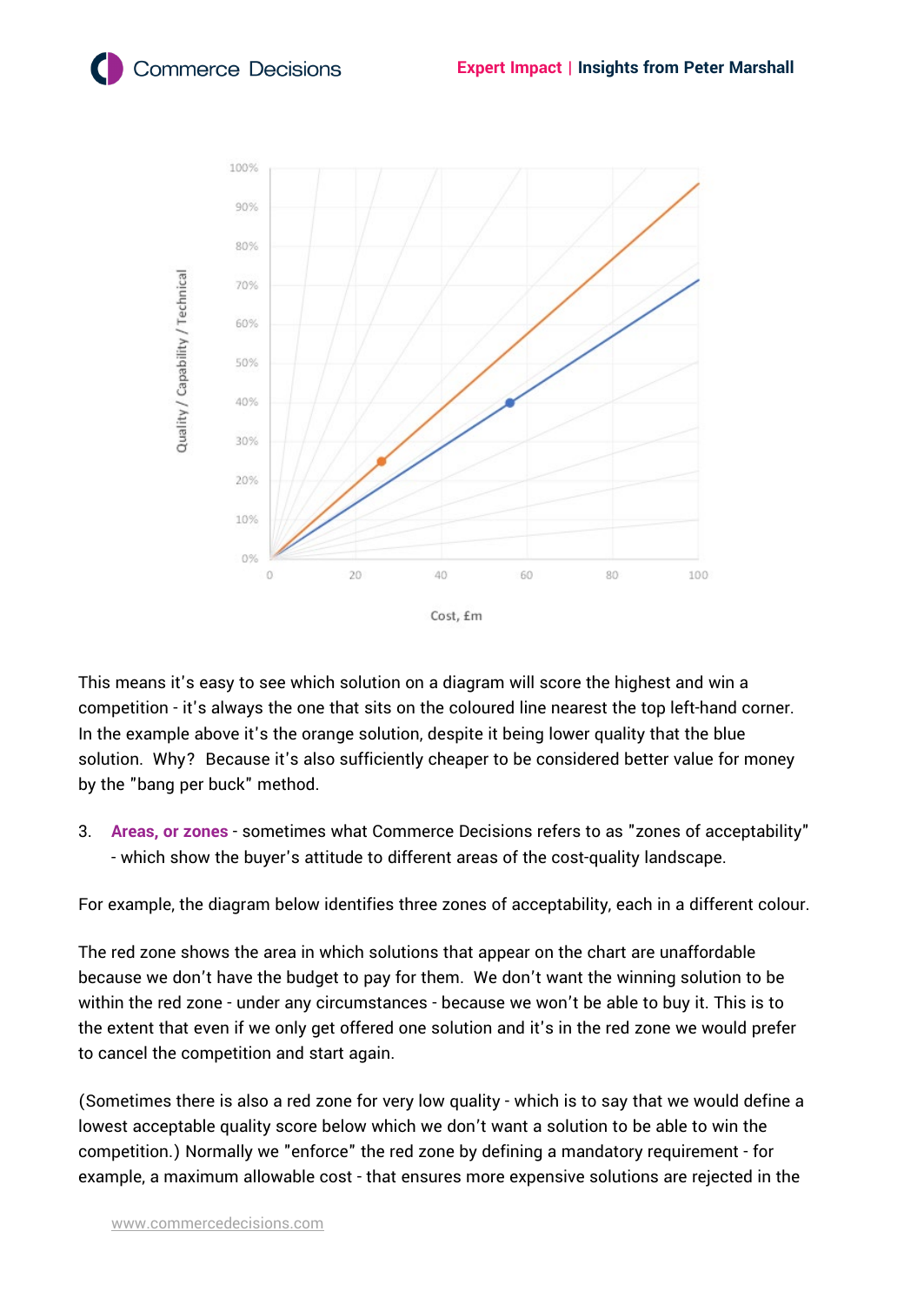This means it's easy to see which solution on a diagram will score the highest and win a competition - it's always the one that sits on the coloured line nearest the top left-hand corner. In the example above it's the orange solution, despite it being lower quality that the blue solution. Why? Because it's also sufficiently cheaper to be considered better value for money by the "bang per buck" method.

3. **Areas, or zones** - sometimes what Commerce Decisions refers to as "zones of acceptability" - which show the buyer's attitude to different areas of the cost-quality landscape.

For example, the diagram below identifies three zones of acceptability, each in a different colour.

The red zone shows the area in which solutions that appear on the chart are unaffordable because we don't have the budget to pay for them. We don't want the winning solution to be within the red zone - under any circumstances - because we won't be able to buy it. This is to the extent that even if we only get offered one solution and it's in the red zone we would prefer to cancel the competition and start again.

(Sometimes there is also a red zone for very low quality - which is to say that we would define a lowest acceptable quality score below which we don't want a solution to be able to win the competition.) Normally we "enforce" the red zone by defining a mandatory requirement - for example, a maximum allowable cost - that ensures more expensive solutions are rejected in the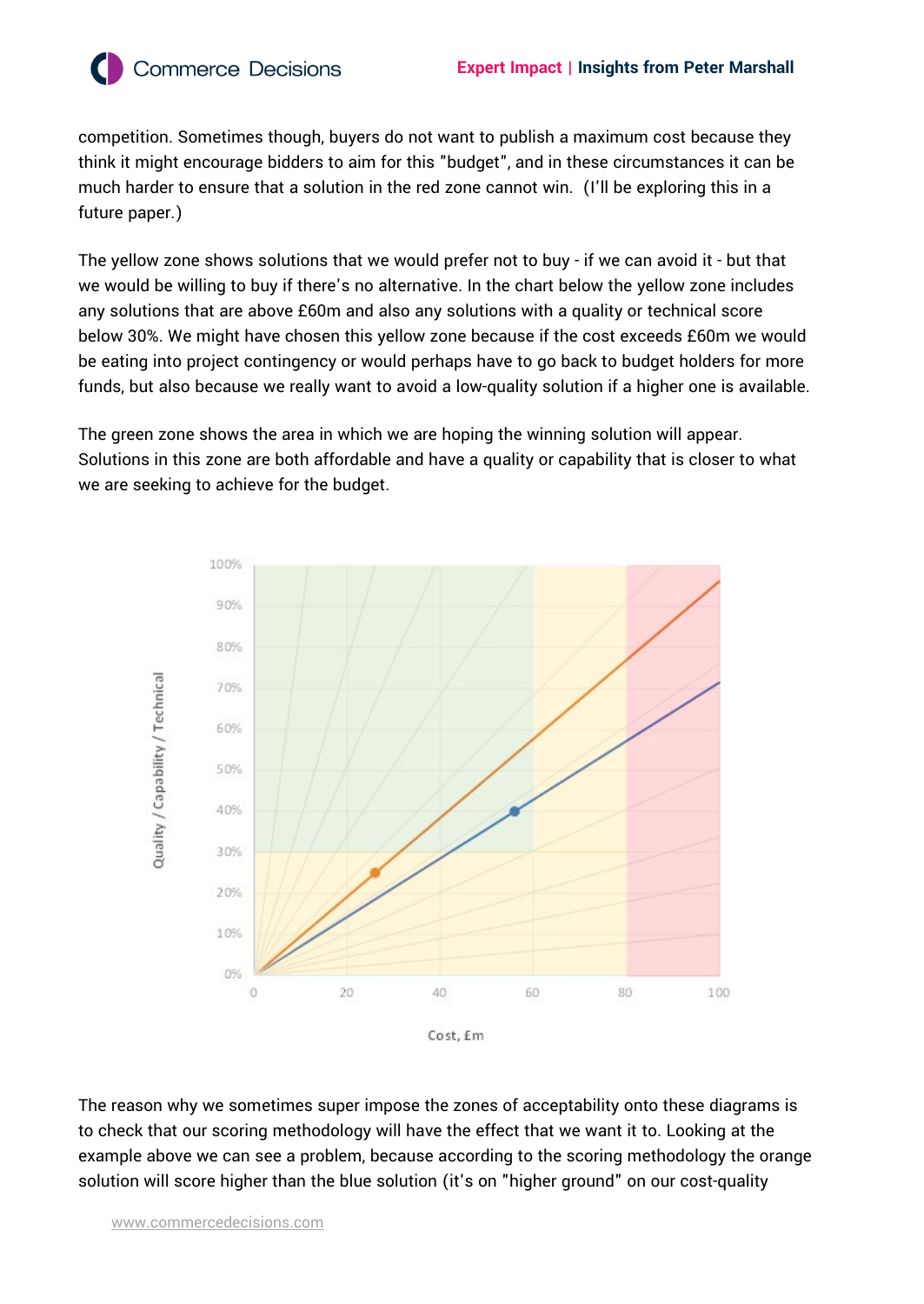competition. Sometimes though, buyers do not want to publish a maximum cost because they think it might encourage bidders to aim for this "budget", and in these circumstances it can be much harder to ensure that a solution in the red zone cannot win. (I'll be exploring this in a future paper.)

The yellow zone shows solutions that we would prefer not to buy - if we can avoid it - but that we would be willing to buy if there's no alternative. In the chart below the yellow zone includes any solutions that are above £60m and also any solutions with a quality or technical score below 30%. We might have chosen this yellow zone because if the cost exceeds £60m we would be eating into project contingency or would perhaps have to go back to budget holders for more funds, but also because we really want to avoid a low-quality solution if a higher one is available.

The green zone shows the area in which we are hoping the winning solution will appear. Solutions in this zone are both affordable and have a quality or capability that is closer to what we are seeking to achieve for the budget.

The reason why we sometimes super impose the zones of acceptability onto these diagrams is to check that our scoring methodology will have the effect that we want it to. Looking at the example above we can see a problem, because according to the scoring methodology the orange solution will score higher than the blue solution (it's on "higher ground" on our cost-quality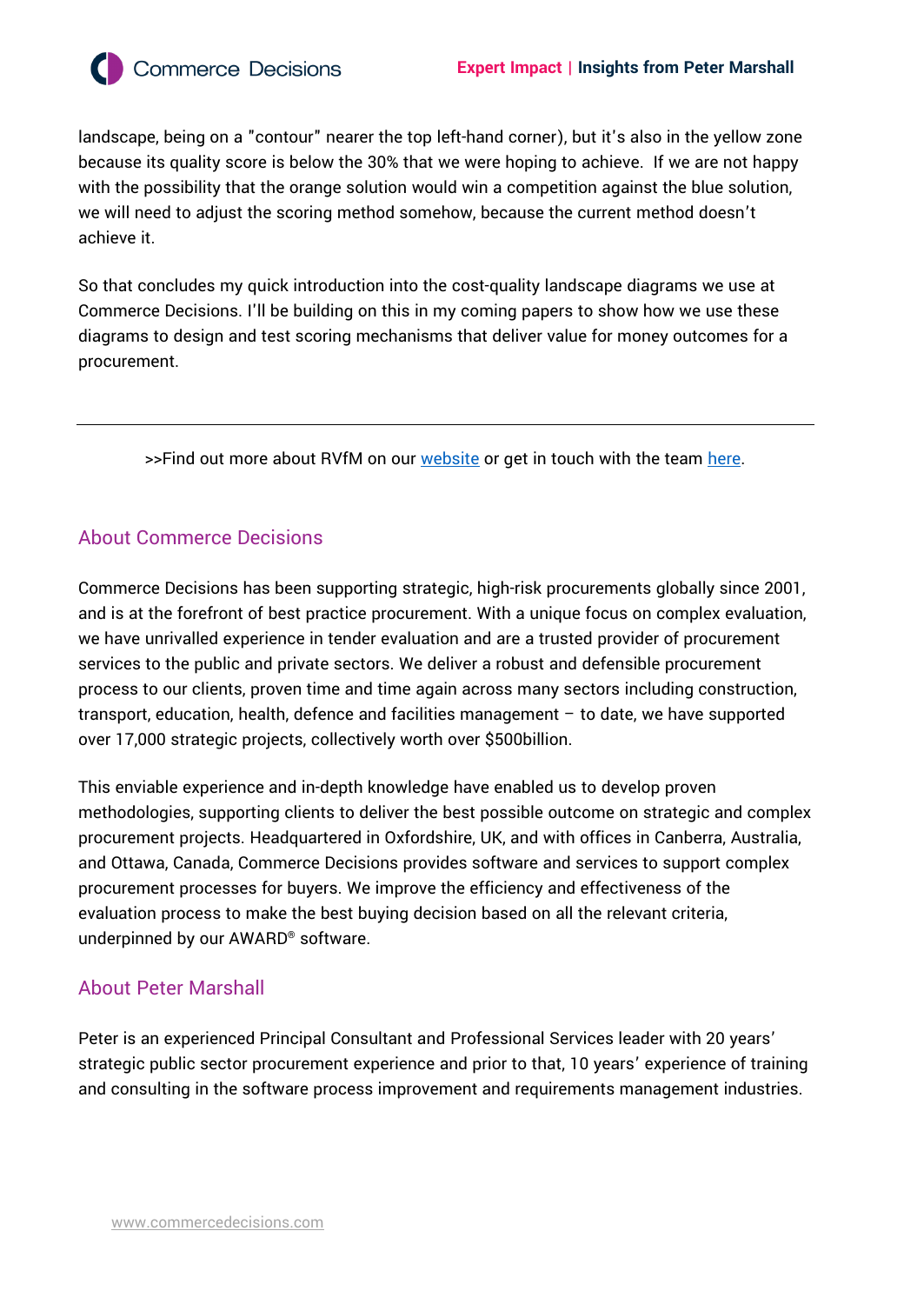landscape, being on a "contour" nearer the top left-hand corner), but it's also in the yellow zone because its quality score is below the 30% that we were hoping to achieve. If we are not happy with the possibility that the orange solution would win a competition against the blue solution, we will need to adjust the scoring method somehow, because the current method doesn't achieve it.

So that concludes my quick introduction into the cost-quality landscape diagrams we use at Commerce Decisions. I'll be building on this in my coming papers to show how we use these diagrams to design and test scoring mechanisms that deliver value for money outcomes for a procurement.

---

>>Find out more about RVfM on our [website]() or get in touch with the team [here]().

## About Commerce Decisions

Commerce Decisions has been supporting strategic, high-risk procurements globally since 2001, and is at the forefront of best practice procurement. With a unique focus on complex evaluation, we have unrivalled experience in tender evaluation and are a trusted provider of procurement services to the public and private sectors. We deliver a robust and defensible procurement process to our clients, proven time and time again across many sectors including construction, transport, education, health, defence and facilities management – to date, we have supported over 17,000 strategic projects, collectively worth over $500billion.

This enviable experience and in-depth knowledge have enabled us to develop proven methodologies, supporting clients to deliver the best possible outcome on strategic and complex procurement projects. Headquartered in Oxfordshire, UK, and with offices in Canberra, Australia, and Ottawa, Canada, Commerce Decisions provides software and services to support complex procurement processes for buyers. We improve the efficiency and effectiveness of the evaluation process to make the best buying decision based on all the relevant criteria, underpinned by our AWARD® software.

## About Peter Marshall

Peter is an experienced Principal Consultant and Professional Services leader with 20 years' strategic public sector procurement experience and prior to that, 10 years' experience of training and consulting in the software process improvement and requirements management industries.